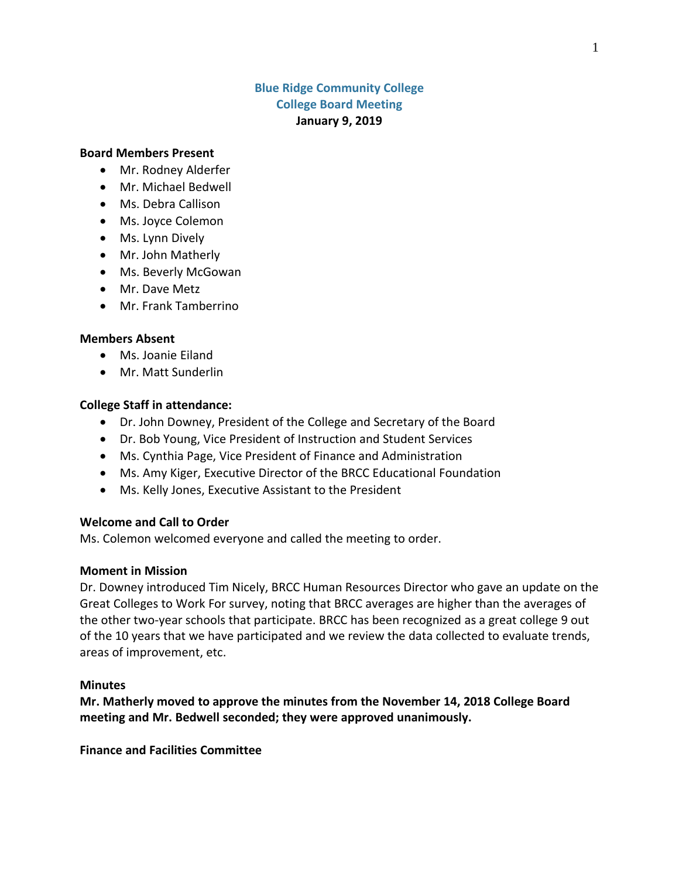# Blue Ridge Community College
## College Board Meeting
**January 9, 2019**

**Board Members Present**
- Mr. Rodney Alderfer
- Mr. Michael Bedwell
- Ms. Debra Callison
- Ms. Joyce Colemon
- Ms. Lynn Dively
- Mr. John Matherly
- Ms. Beverly McGowan
- Mr. Dave Metz
- Mr. Frank Tamberrino

**Members Absent**
- Ms. Joanie Eiland
- Mr. Matt Sunderlin

**College Staff in attendance:**
- Dr. John Downey, President of the College and Secretary of the Board
- Dr. Bob Young, Vice President of Instruction and Student Services
- Ms. Cynthia Page, Vice President of Finance and Administration
- Ms. Amy Kiger, Executive Director of the BRCC Educational Foundation
- Ms. Kelly Jones, Executive Assistant to the President

**Welcome and Call to Order**

Ms. Colemon welcomed everyone and called the meeting to order.

**Moment in Mission**

Dr. Downey introduced Tim Nicely, BRCC Human Resources Director who gave an update on the Great Colleges to Work For survey, noting that BRCC averages are higher than the averages of the other two-year schools that participate. BRCC has been recognized as a great college 9 out of the 10 years that we have participated and we review the data collected to evaluate trends, areas of improvement, etc.

**Minutes**

**Mr. Matherly moved to approve the minutes from the November 14, 2018 College Board meeting and Mr. Bedwell seconded; they were approved unanimously.**

**Finance and Facilities Committee**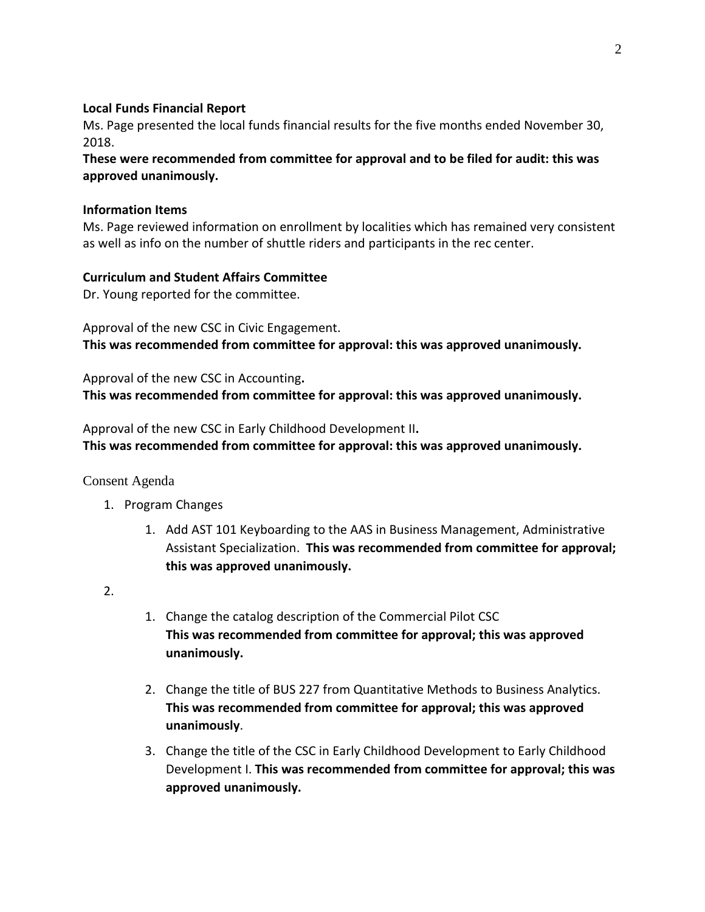**Local Funds Financial Report**

Ms. Page presented the local funds financial results for the five months ended November 30, 2018.

**These were recommended from committee for approval and to be filed for audit: this was approved unanimously.**

**Information Items**

Ms. Page reviewed information on enrollment by localities which has remained very consistent as well as info on the number of shuttle riders and participants in the rec center.

**Curriculum and Student Affairs Committee**

Dr. Young reported for the committee.

Approval of the new CSC in Civic Engagement.

**This was recommended from committee for approval: this was approved unanimously.**

Approval of the new CSC in Accounting**.**

**This was recommended from committee for approval: this was approved unanimously.**

Approval of the new CSC in Early Childhood Development II**.**

**This was recommended from committee for approval: this was approved unanimously.**

Consent Agenda

1. Program Changes
    1. Add AST 101 Keyboarding to the AAS in Business Management, Administrative Assistant Specialization. **This was recommended from committee for approval; this was approved unanimously.**
2. 
    1. Change the catalog description of the Commercial Pilot CSC **This was recommended from committee for approval; this was approved unanimously.**
    2. Change the title of BUS 227 from Quantitative Methods to Business Analytics. **This was recommended from committee for approval; this was approved unanimously**.
    3. Change the title of the CSC in Early Childhood Development to Early Childhood Development I. **This was recommended from committee for approval; this was approved unanimously.**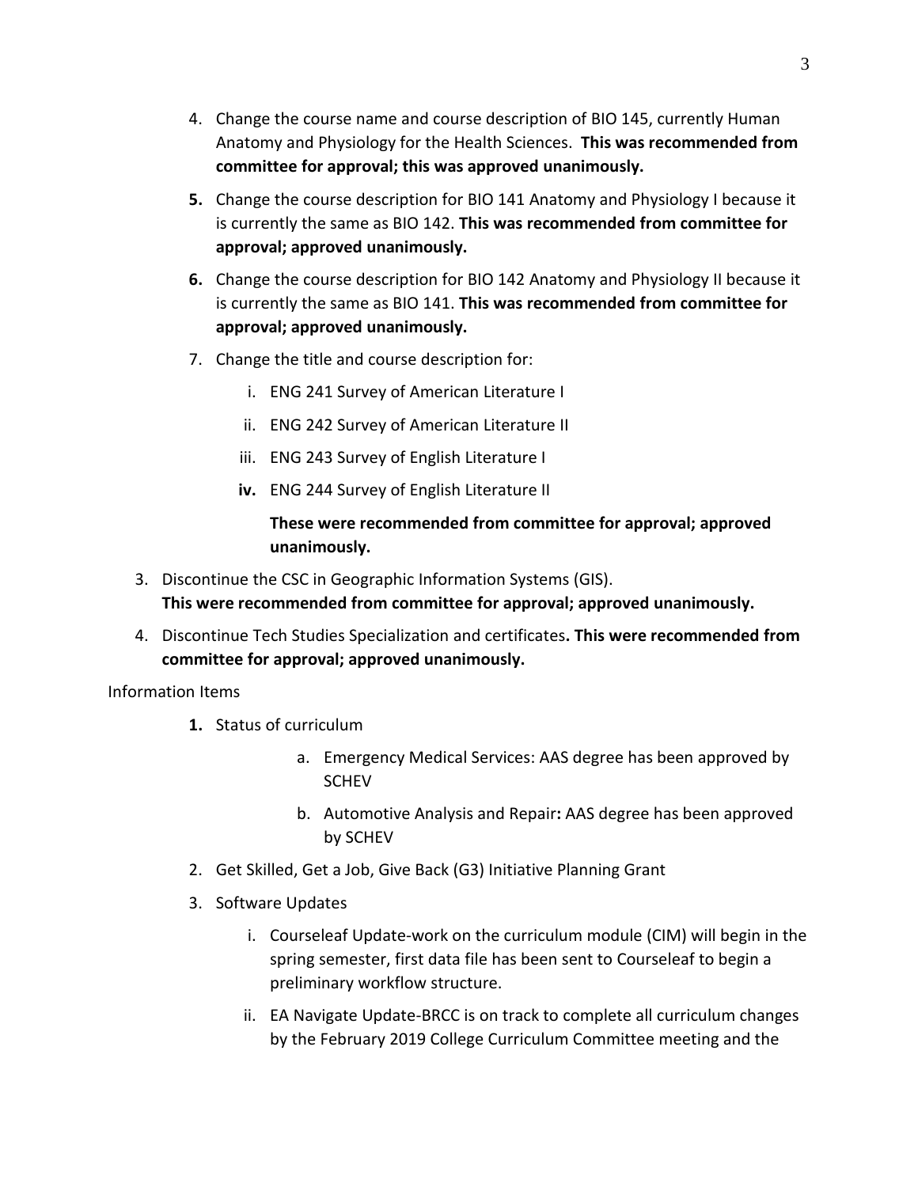4. Change the course name and course description of BIO 145, currently Human Anatomy and Physiology for the Health Sciences. **This was recommended from committee for approval; this was approved unanimously.**
5. Change the course description for BIO 141 Anatomy and Physiology I because it is currently the same as BIO 142. **This was recommended from committee for approval; approved unanimously.**
6. Change the course description for BIO 142 Anatomy and Physiology II because it is currently the same as BIO 141. **This was recommended from committee for approval; approved unanimously.**
7. Change the title and course description for:
   - i. ENG 241 Survey of American Literature I
   - ii. ENG 242 Survey of American Literature II
   - iii. ENG 243 Survey of English Literature I
   - iv. ENG 244 Survey of English Literature II

   **These were recommended from committee for approval; approved unanimously.**

3. Discontinue the CSC in Geographic Information Systems (GIS).
   **This were recommended from committee for approval; approved unanimously.**
4. Discontinue Tech Studies Specialization and certificates**. This were recommended from committee for approval; approved unanimously.**

Information Items

1. Status of curriculum
   - a. Emergency Medical Services: AAS degree has been approved by SCHEV
   - b. Automotive Analysis and Repair**:** AAS degree has been approved by SCHEV
2. Get Skilled, Get a Job, Give Back (G3) Initiative Planning Grant
3. Software Updates
   - i. Courseleaf Update-work on the curriculum module (CIM) will begin in the spring semester, first data file has been sent to Courseleaf to begin a preliminary workflow structure.
   - ii. EA Navigate Update-BRCC is on track to complete all curriculum changes by the February 2019 College Curriculum Committee meeting and the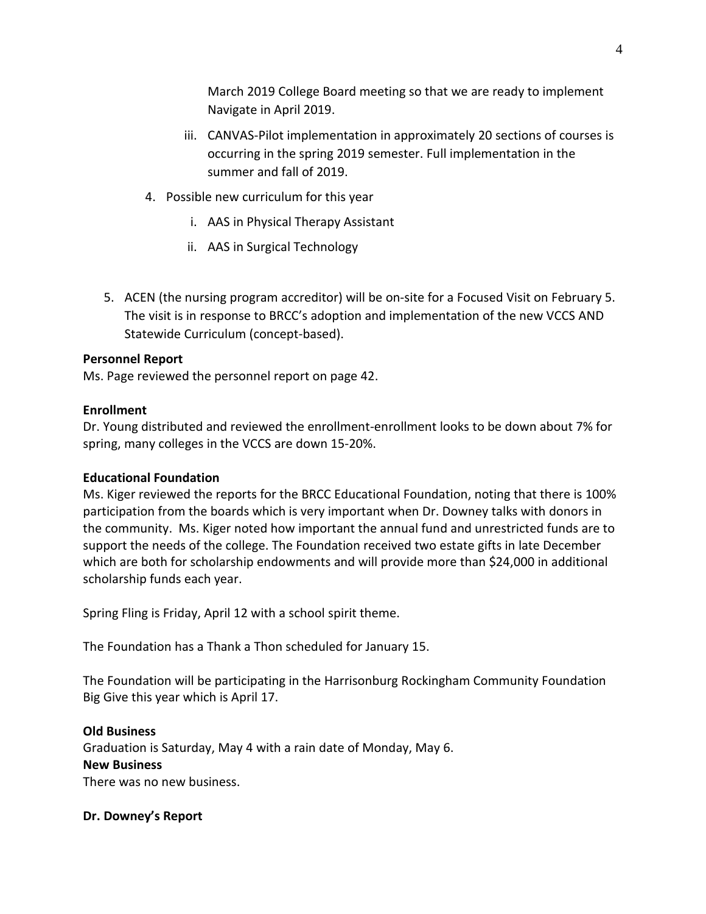March 2019 College Board meeting so that we are ready to implement Navigate in April 2019.

   iii. CANVAS-Pilot implementation in approximately 20 sections of courses is occurring in the spring 2019 semester. Full implementation in the summer and fall of 2019.

4. Possible new curriculum for this year
   i. AAS in Physical Therapy Assistant
   ii. AAS in Surgical Technology

5. ACEN (the nursing program accreditor) will be on-site for a Focused Visit on February 5. The visit is in response to BRCC's adoption and implementation of the new VCCS AND Statewide Curriculum (concept-based).

**Personnel Report**
Ms. Page reviewed the personnel report on page 42.

**Enrollment**
Dr. Young distributed and reviewed the enrollment-enrollment looks to be down about 7% for spring, many colleges in the VCCS are down 15-20%.

**Educational Foundation**
Ms. Kiger reviewed the reports for the BRCC Educational Foundation, noting that there is 100% participation from the boards which is very important when Dr. Downey talks with donors in the community. Ms. Kiger noted how important the annual fund and unrestricted funds are to support the needs of the college. The Foundation received two estate gifts in late December which are both for scholarship endowments and will provide more than $24,000 in additional scholarship funds each year.

Spring Fling is Friday, April 12 with a school spirit theme.

The Foundation has a Thank a Thon scheduled for January 15.

The Foundation will be participating in the Harrisonburg Rockingham Community Foundation Big Give this year which is April 17.

**Old Business**
Graduation is Saturday, May 4 with a rain date of Monday, May 6.

**New Business**
There was no new business.

**Dr. Downey's Report**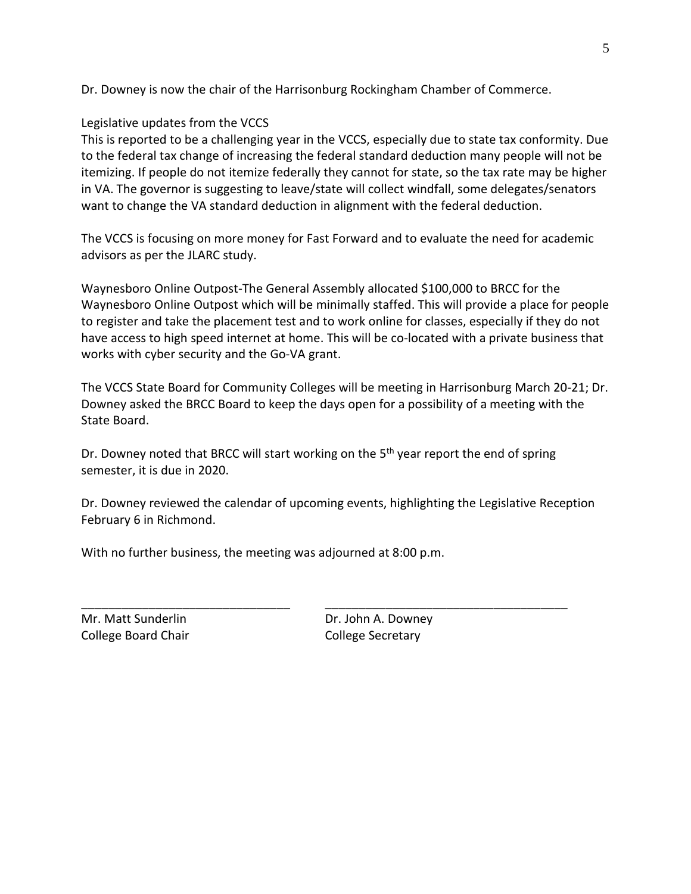Dr. Downey is now the chair of the Harrisonburg Rockingham Chamber of Commerce.

Legislative updates from the VCCS

This is reported to be a challenging year in the VCCS, especially due to state tax conformity. Due to the federal tax change of increasing the federal standard deduction many people will not be itemizing. If people do not itemize federally they cannot for state, so the tax rate may be higher in VA. The governor is suggesting to leave/state will collect windfall, some delegates/senators want to change the VA standard deduction in alignment with the federal deduction.

The VCCS is focusing on more money for Fast Forward and to evaluate the need for academic advisors as per the JLARC study.

Waynesboro Online Outpost-The General Assembly allocated $100,000 to BRCC for the Waynesboro Online Outpost which will be minimally staffed. This will provide a place for people to register and take the placement test and to work online for classes, especially if they do not have access to high speed internet at home. This will be co-located with a private business that works with cyber security and the Go-VA grant.

The VCCS State Board for Community Colleges will be meeting in Harrisonburg March 20-21; Dr. Downey asked the BRCC Board to keep the days open for a possibility of a meeting with the State Board.

Dr. Downey noted that BRCC will start working on the 5th year report the end of spring semester, it is due in 2020.

Dr. Downey reviewed the calendar of upcoming events, highlighting the Legislative Reception February 6 in Richmond.

With no further business, the meeting was adjourned at 8:00 p.m.

| | |
|---|---|
| _______________________________ | ____________________________________ |
| Mr. Matt Sunderlin | Dr. John A. Downey |
| College Board Chair | College Secretary |